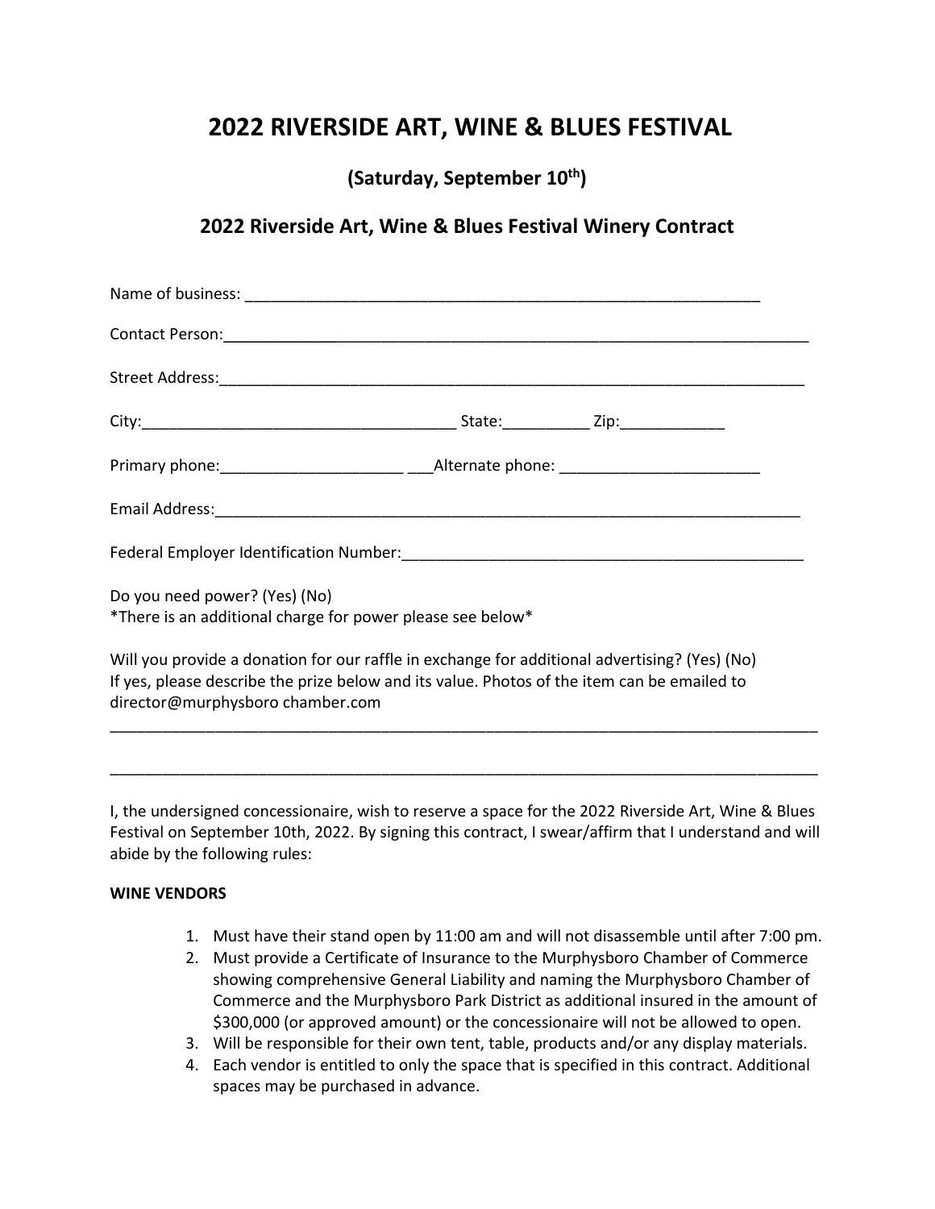# 2022 RIVERSIDE ART, WINE & BLUES FESTIVAL

## (Saturday, September 10th)

## 2022 Riverside Art, Wine & Blues Festival Winery Contract

Name of business: ____________________________________________________________

Contact Person:_____________________________________________________________________

Street Address:_____________________________________________________________________

City:___________________________________ State:__________ Zip:____________

Primary phone:_____________________ ___Alternate phone: _______________________

Email Address:_____________________________________________________________________

Federal Employer Identification Number:_______________________________________________

Do you need power? (Yes) (No)
*There is an additional charge for power please see below*

Will you provide a donation for our raffle in exchange for additional advertising? (Yes) (No)
If yes, please describe the prize below and its value. Photos of the item can be emailed to director@murphysboro chamber.com

_______________________________________________________________________________________

_______________________________________________________________________________________

I, the undersigned concessionaire, wish to reserve a space for the 2022 Riverside Art, Wine & Blues Festival on September 10th, 2022. By signing this contract, I swear/affirm that I understand and will abide by the following rules:

**WINE VENDORS**

1. Must have their stand open by 11:00 am and will not disassemble until after 7:00 pm.
2. Must provide a Certificate of Insurance to the Murphysboro Chamber of Commerce showing comprehensive General Liability and naming the Murphysboro Chamber of Commerce and the Murphysboro Park District as additional insured in the amount of $300,000 (or approved amount) or the concessionaire will not be allowed to open.
3. Will be responsible for their own tent, table, products and/or any display materials.
4. Each vendor is entitled to only the space that is specified in this contract. Additional spaces may be purchased in advance.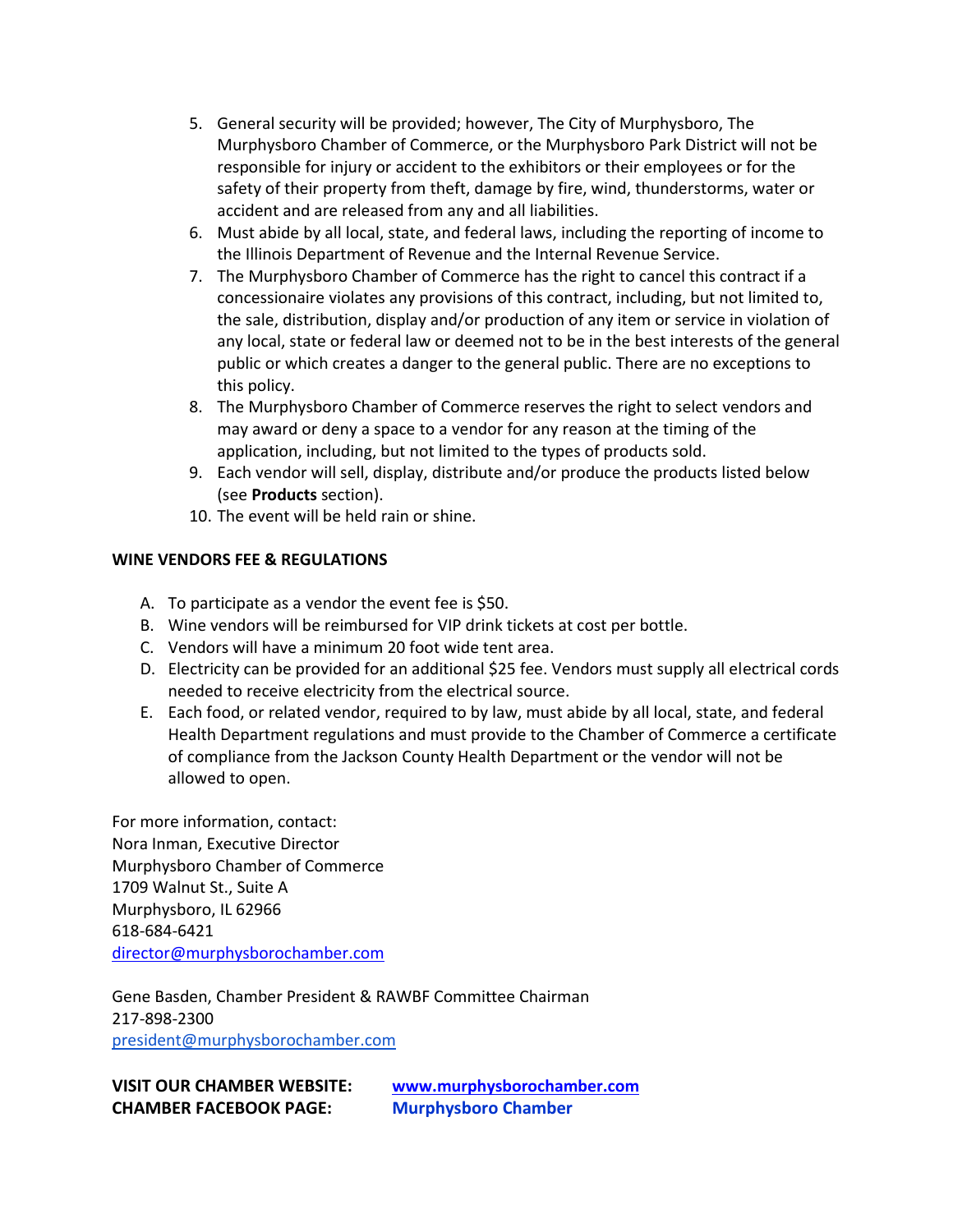5. General security will be provided; however, The City of Murphysboro, The Murphysboro Chamber of Commerce, or the Murphysboro Park District will not be responsible for injury or accident to the exhibitors or their employees or for the safety of their property from theft, damage by fire, wind, thunderstorms, water or accident and are released from any and all liabilities.
6. Must abide by all local, state, and federal laws, including the reporting of income to the Illinois Department of Revenue and the Internal Revenue Service.
7. The Murphysboro Chamber of Commerce has the right to cancel this contract if a concessionaire violates any provisions of this contract, including, but not limited to, the sale, distribution, display and/or production of any item or service in violation of any local, state or federal law or deemed not to be in the best interests of the general public or which creates a danger to the general public. There are no exceptions to this policy.
8. The Murphysboro Chamber of Commerce reserves the right to select vendors and may award or deny a space to a vendor for any reason at the timing of the application, including, but not limited to the types of products sold.
9. Each vendor will sell, display, distribute and/or produce the products listed below (see **Products** section).
10. The event will be held rain or shine.

**WINE VENDORS FEE & REGULATIONS**

A. To participate as a vendor the event fee is $50.
B. Wine vendors will be reimbursed for VIP drink tickets at cost per bottle.
C. Vendors will have a minimum 20 foot wide tent area.
D. Electricity can be provided for an additional $25 fee. Vendors must supply all electrical cords needed to receive electricity from the electrical source.
E. Each food, or related vendor, required to by law, must abide by all local, state, and federal Health Department regulations and must provide to the Chamber of Commerce a certificate of compliance from the Jackson County Health Department or the vendor will not be allowed to open.

For more information, contact:
Nora Inman, Executive Director
Murphysboro Chamber of Commerce
1709 Walnut St., Suite A
Murphysboro, IL 62966
618-684-6421
director@murphysborochamber.com

Gene Basden, Chamber President & RAWBF Committee Chairman
217-898-2300
president@murphysborochamber.com

**VISIT OUR CHAMBER WEBSITE:** **www.murphysborochamber.com**
**CHAMBER FACEBOOK PAGE:** **Murphysboro Chamber**